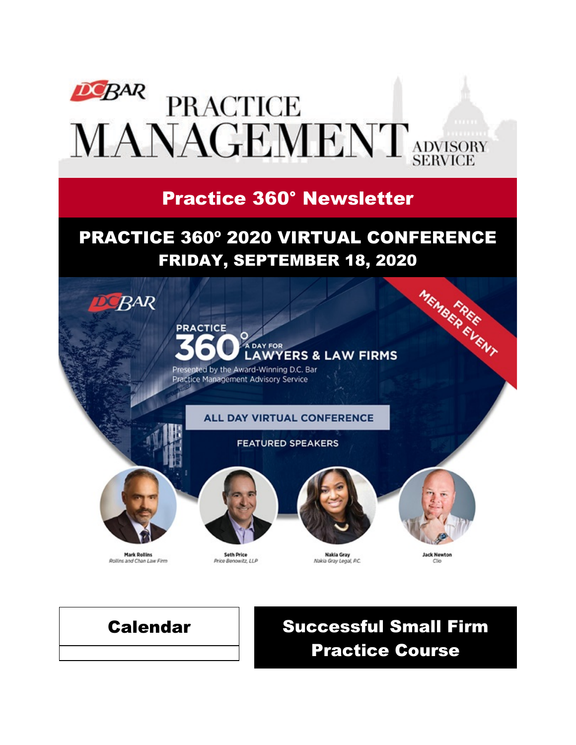# DC BAR PRACTICE MANAGEMENT ADVISORY SERVICE

## Practice 360° Newsletter

## PRACTICE 360º 2020 VIRTUAL CONFERENCE
## FRIDAY, SEPTEMBER 18, 2020

DC BAR

PRACTICE 360° A DAY FOR LAWYERS & LAW FIRMS

Presented by the Award-Winning D.C. Bar Practice Management Advisory Service

FREE MEMBER EVENT

ALL DAY VIRTUAL CONFERENCE

FEATURED SPEAKERS

**Mark Rollins**
*Rollins and Chan Law Firm*

**Seth Price**
*Price Benowitz, LLP*

**Nakia Gray**
*Nakia Gray Legal, P.C.*

**Jack Newton**
*Clio*

## Calendar

## Successful Small Firm Practice Course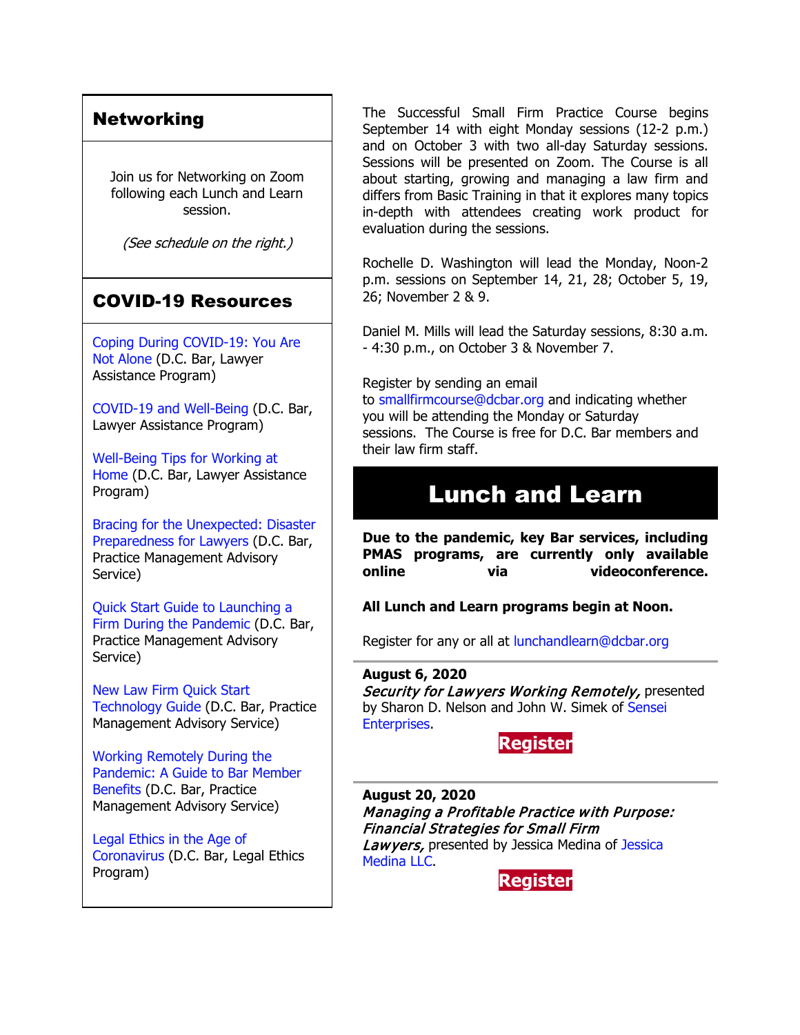## Networking

Join us for Networking on Zoom following each Lunch and Learn session.

*(See schedule on the right.)*

## COVID-19 Resources

Coping During COVID-19: You Are Not Alone (D.C. Bar, Lawyer Assistance Program)

COVID-19 and Well-Being (D.C. Bar, Lawyer Assistance Program)

Well-Being Tips for Working at Home (D.C. Bar, Lawyer Assistance Program)

Bracing for the Unexpected: Disaster Preparedness for Lawyers (D.C. Bar, Practice Management Advisory Service)

Quick Start Guide to Launching a Firm During the Pandemic (D.C. Bar, Practice Management Advisory Service)

New Law Firm Quick Start Technology Guide (D.C. Bar, Practice Management Advisory Service)

Working Remotely During the Pandemic: A Guide to Bar Member Benefits (D.C. Bar, Practice Management Advisory Service)

Legal Ethics in the Age of Coronavirus (D.C. Bar, Legal Ethics Program)

The Successful Small Firm Practice Course begins September 14 with eight Monday sessions (12-2 p.m.) and on October 3 with two all-day Saturday sessions. Sessions will be presented on Zoom. The Course is all about starting, growing and managing a law firm and differs from Basic Training in that it explores many topics in-depth with attendees creating work product for evaluation during the sessions.

Rochelle D. Washington will lead the Monday, Noon-2 p.m. sessions on September 14, 21, 28; October 5, 19, 26; November 2 & 9.

Daniel M. Mills will lead the Saturday sessions, 8:30 a.m. - 4:30 p.m., on October 3 & November 7.

Register by sending an email to smallfirmcourse@dcbar.org and indicating whether you will be attending the Monday or Saturday sessions. The Course is free for D.C. Bar members and their law firm staff.

# Lunch and Learn

**Due to the pandemic, key Bar services, including PMAS programs, are currently only available online via videoconference.**

**All Lunch and Learn programs begin at Noon.**

Register for any or all at lunchandlearn@dcbar.org

**August 6, 2020**
***Security for Lawyers Working Remotely,*** presented by Sharon D. Nelson and John W. Simek of Sensei Enterprises.

**Register**

**August 20, 2020**
***Managing a Profitable Practice with Purpose: Financial Strategies for Small Firm Lawyers,*** presented by Jessica Medina of Jessica Medina LLC.

**Register**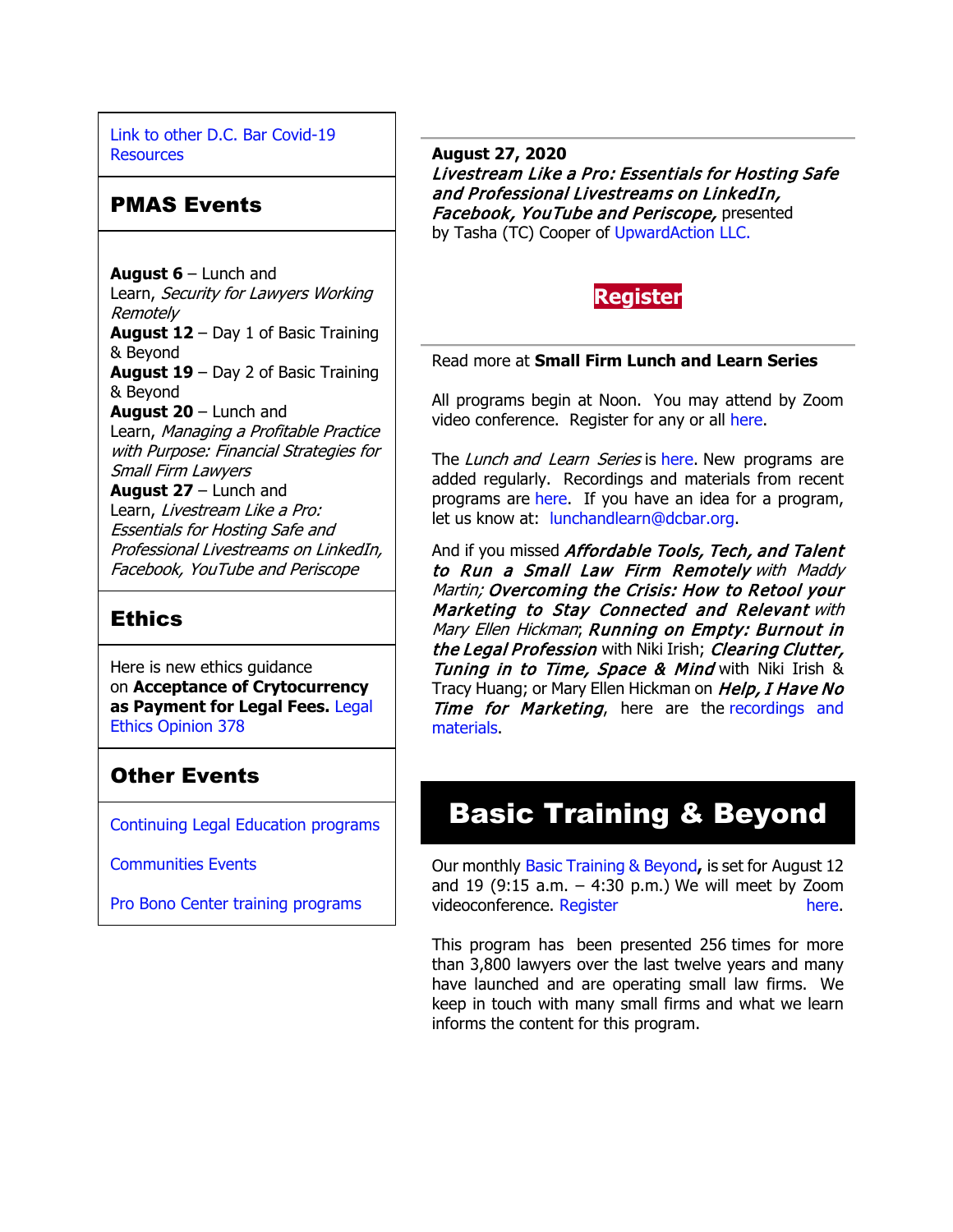Link to other D.C. Bar Covid-19 Resources

## PMAS Events

**August 6** – Lunch and Learn, *Security for Lawyers Working Remotely*
**August 12** – Day 1 of Basic Training & Beyond
**August 19** – Day 2 of Basic Training & Beyond
**August 20** – Lunch and Learn, *Managing a Profitable Practice with Purpose: Financial Strategies for Small Firm Lawyers*
**August 27** – Lunch and Learn, *Livestream Like a Pro: Essentials for Hosting Safe and Professional Livestreams on LinkedIn, Facebook, YouTube and Periscope*

## Ethics

Here is new ethics guidance on **Acceptance of Crytocurrency as Payment for Legal Fees.** Legal Ethics Opinion 378

## Other Events

Continuing Legal Education programs

Communities Events

Pro Bono Center training programs

**August 27, 2020**
***Livestream Like a Pro: Essentials for Hosting Safe and Professional Livestreams on LinkedIn, Facebook, YouTube and Periscope,*** presented by Tasha (TC) Cooper of UpwardAction LLC.

**Register**

Read more at **Small Firm Lunch and Learn Series**

All programs begin at Noon. You may attend by Zoom video conference. Register for any or all here.

The *Lunch and Learn Series* is here. New programs are added regularly. Recordings and materials from recent programs are here. If you have an idea for a program, let us know at: lunchandlearn@dcbar.org.

And if you missed ***Affordable Tools, Tech, and Talent to Run a Small Law Firm Remotely*** *with Maddy Martin;* ***Overcoming the Crisis: How to Retool your Marketing to Stay Connected and Relevant*** *with Mary Ellen Hickman*; ***Running on Empty: Burnout in the Legal Profession*** with Niki Irish; ***Clearing Clutter, Tuning in to Time, Space & Mind*** with Niki Irish & Tracy Huang; or Mary Ellen Hickman on ***Help, I Have No Time for Marketing***, here are the recordings and materials.

# Basic Training & Beyond

Our monthly Basic Training & Beyond**,** is set for August 12 and 19 (9:15 a.m. – 4:30 p.m.) We will meet by Zoom videoconference. Register here.

This program has been presented 256 times for more than 3,800 lawyers over the last twelve years and many have launched and are operating small law firms. We keep in touch with many small firms and what we learn informs the content for this program.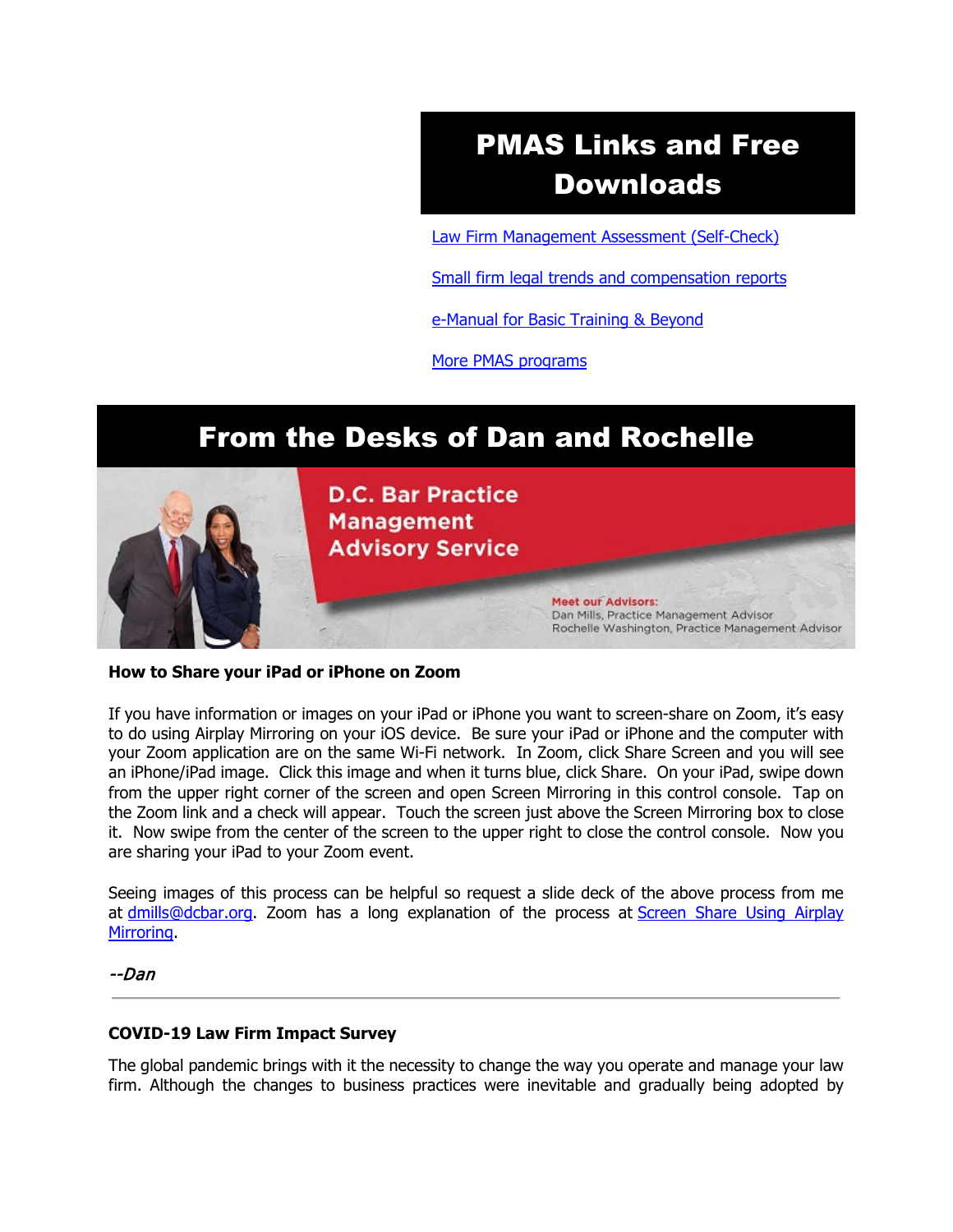## PMAS Links and Free Downloads

[Law Firm Management Assessment (Self-Check)]

[Small firm legal trends and compensation reports]

[e-Manual for Basic Training & Beyond]

[More PMAS programs]

## From the Desks of Dan and Rochelle

D.C. Bar Practice Management Advisory Service

Meet our Advisors:
Dan Mills, Practice Management Advisor
Rochelle Washington, Practice Management Advisor

**How to Share your iPad or iPhone on Zoom**

If you have information or images on your iPad or iPhone you want to screen-share on Zoom, it's easy to do using Airplay Mirroring on your iOS device. Be sure your iPad or iPhone and the computer with your Zoom application are on the same Wi-Fi network. In Zoom, click Share Screen and you will see an iPhone/iPad image. Click this image and when it turns blue, click Share. On your iPad, swipe down from the upper right corner of the screen and open Screen Mirroring in this control console. Tap on the Zoom link and a check will appear. Touch the screen just above the Screen Mirroring box to close it. Now swipe from the center of the screen to the upper right to close the control console. Now you are sharing your iPad to your Zoom event.

Seeing images of this process can be helpful so request a slide deck of the above process from me at dmills@dcbar.org. Zoom has a long explanation of the process at Screen Share Using Airplay Mirroring.

*--Dan*

---

**COVID-19 Law Firm Impact Survey**

The global pandemic brings with it the necessity to change the way you operate and manage your law firm. Although the changes to business practices were inevitable and gradually being adopted by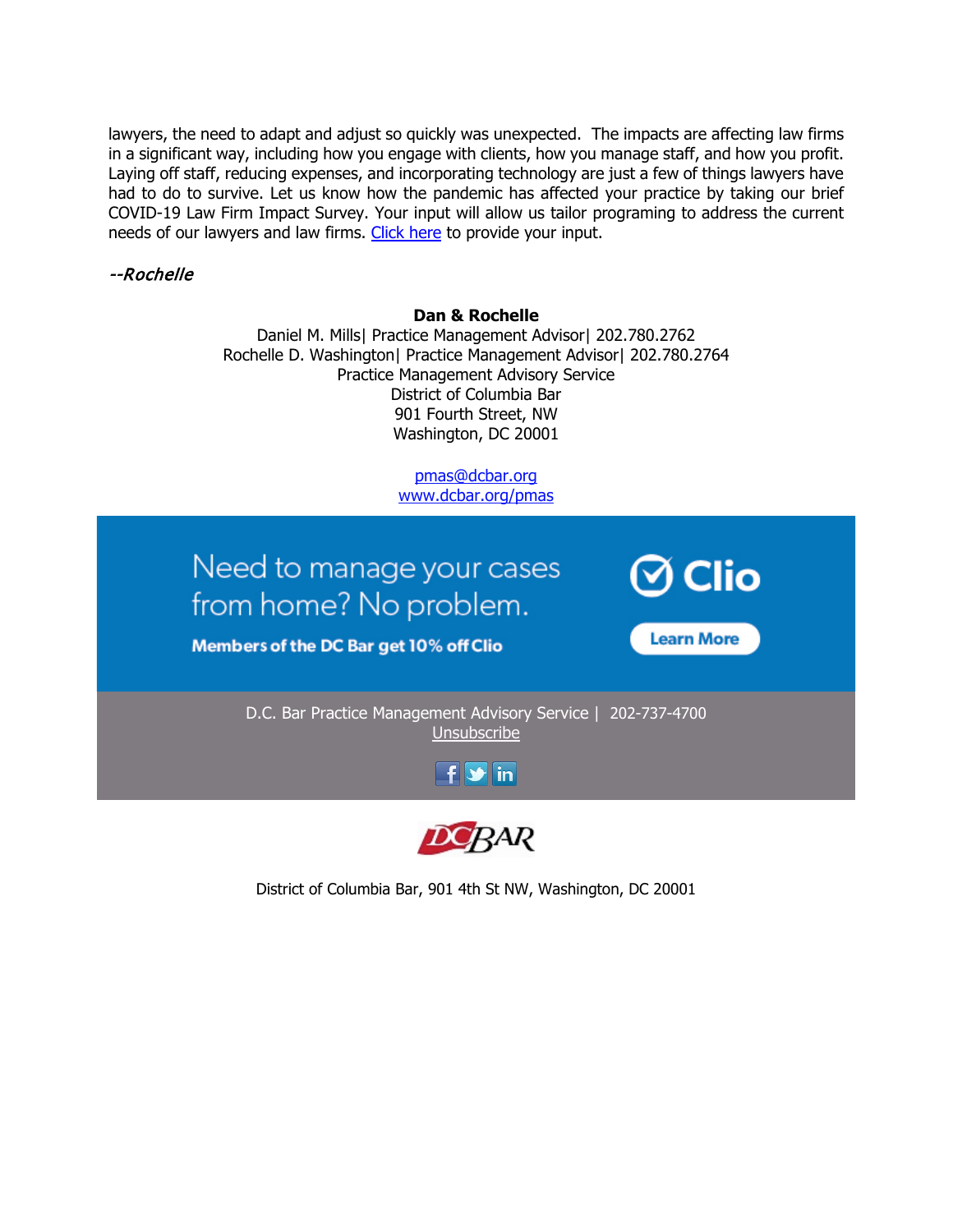lawyers, the need to adapt and adjust so quickly was unexpected. The impacts are affecting law firms in a significant way, including how you engage with clients, how you manage staff, and how you profit. Laying off staff, reducing expenses, and incorporating technology are just a few of things lawyers have had to do to survive. Let us know how the pandemic has affected your practice by taking our brief COVID-19 Law Firm Impact Survey. Your input will allow us tailor programing to address the current needs of our lawyers and law firms. Click here to provide your input.

*--Rochelle*

**Dan & Rochelle**
Daniel M. Mills| Practice Management Advisor| 202.780.2762
Rochelle D. Washington| Practice Management Advisor| 202.780.2764
Practice Management Advisory Service
District of Columbia Bar
901 Fourth Street, NW
Washington, DC 20001

pmas@dcbar.org
www.dcbar.org/pmas

Need to manage your cases from home? No problem.

**Members of the DC Bar get 10% off Clio**

Clio

Learn More

D.C. Bar Practice Management Advisory Service | 202-737-4700
Unsubscribe

DCBAR

District of Columbia Bar, 901 4th St NW, Washington, DC 20001